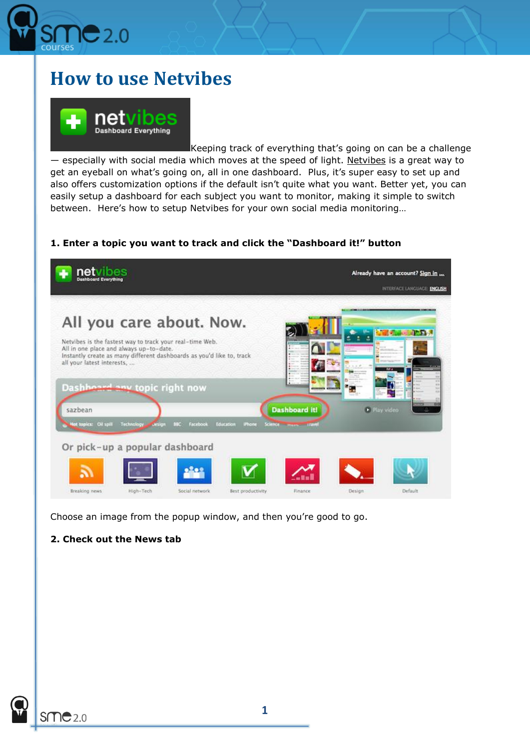# How to use Netvibes

Keeping track of everything that's going on can be a challenge — especially with social media which moves at the speed of light. Netvibes is a great way to get an eyeball on what's going on, all in one dashboard. Plus, it's super easy to set up and also offers customization options if the default isn't quite what you want. Better yet, you can easily setup a dashboard for each subject you want to monitor, making it simple to switch between. Here's how to setup Netvibes for your own social media monitoring…

**1. Enter a topic you want to track and click the "Dashboard it!" button**

Choose an image from the popup window, and then you're good to go.

**2. Check out the News tab**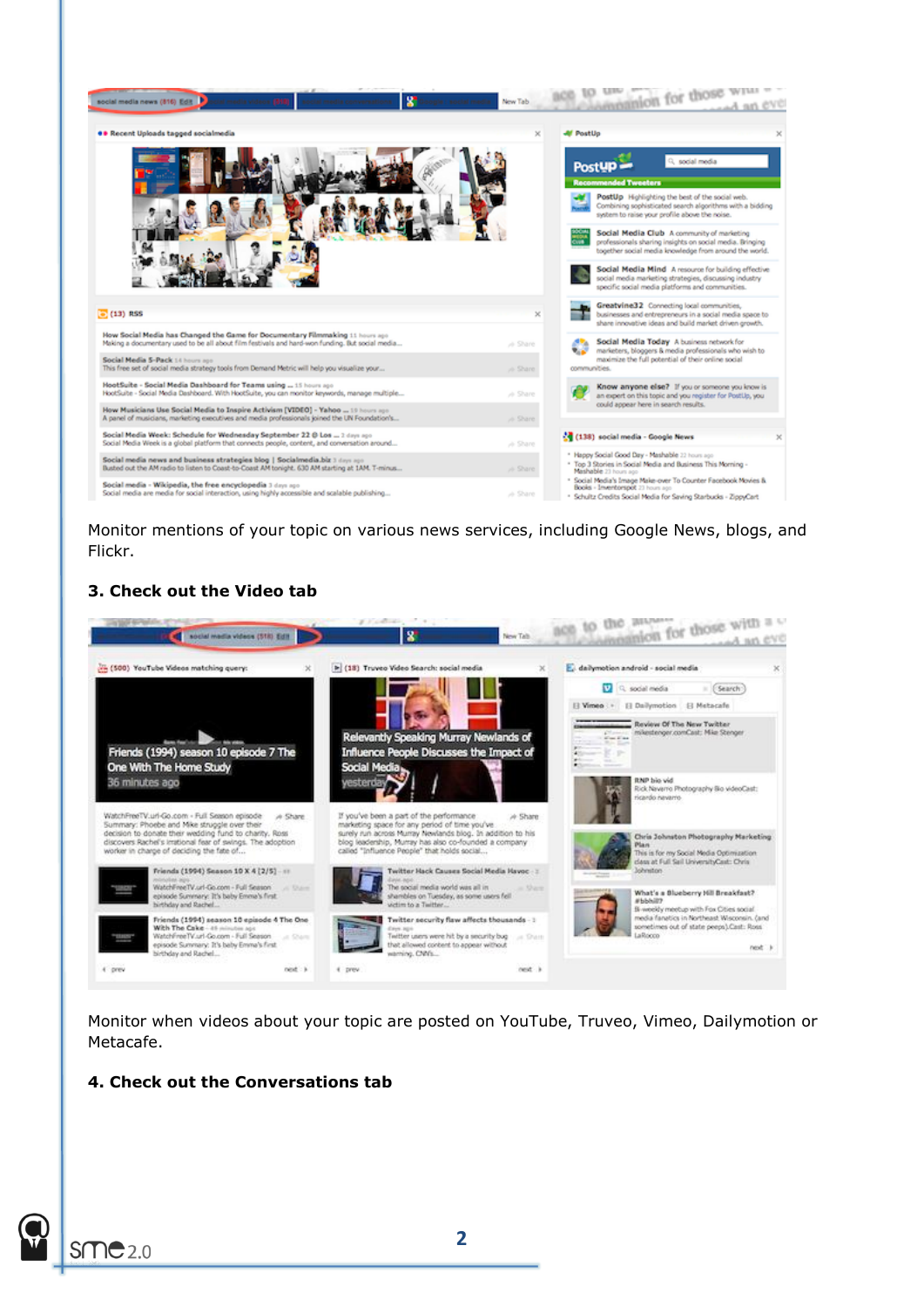Monitor mentions of your topic on various news services, including Google News, blogs, and Flickr.

### 3. Check out the Video tab

Monitor when videos about your topic are posted on YouTube, Truveo, Vimeo, Dailymotion or Metacafe.

### 4. Check out the Conversations tab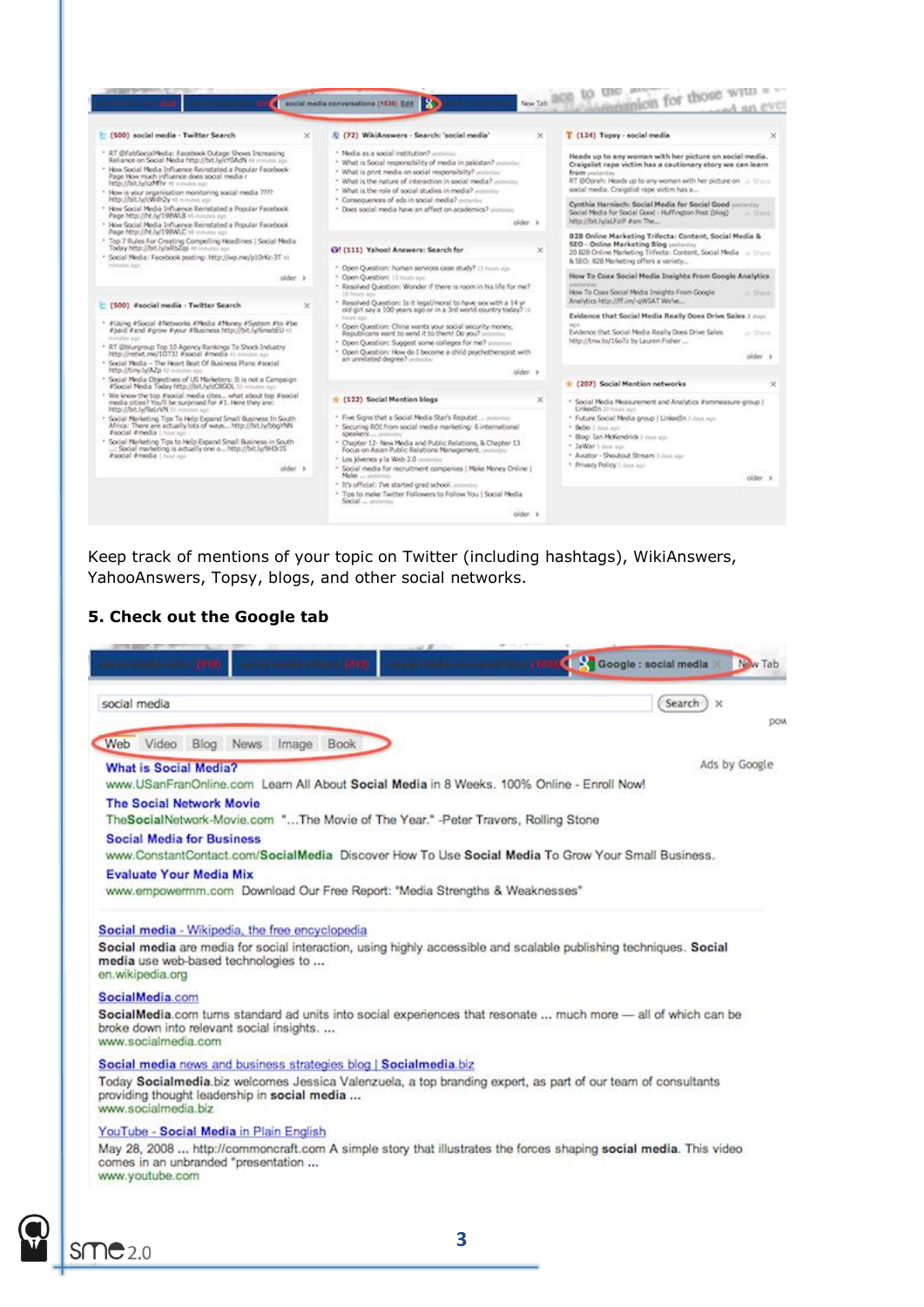Keep track of mentions of your topic on Twitter (including hashtags), WikiAnswers, YahooAnswers, Topsy, blogs, and other social networks.

### 5. Check out the Google tab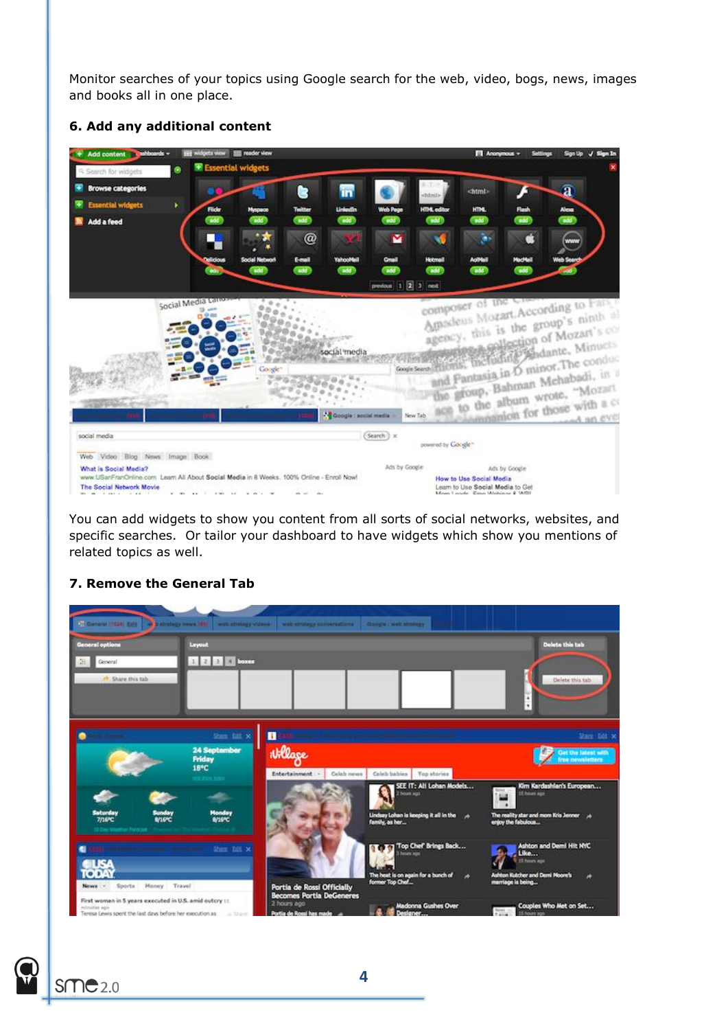Monitor searches of your topics using Google search for the web, video, bogs, news, images and books all in one place.

**6. Add any additional content**

You can add widgets to show you content from all sorts of social networks, websites, and specific searches. Or tailor your dashboard to have widgets which show you mentions of related topics as well.

**7. Remove the General Tab**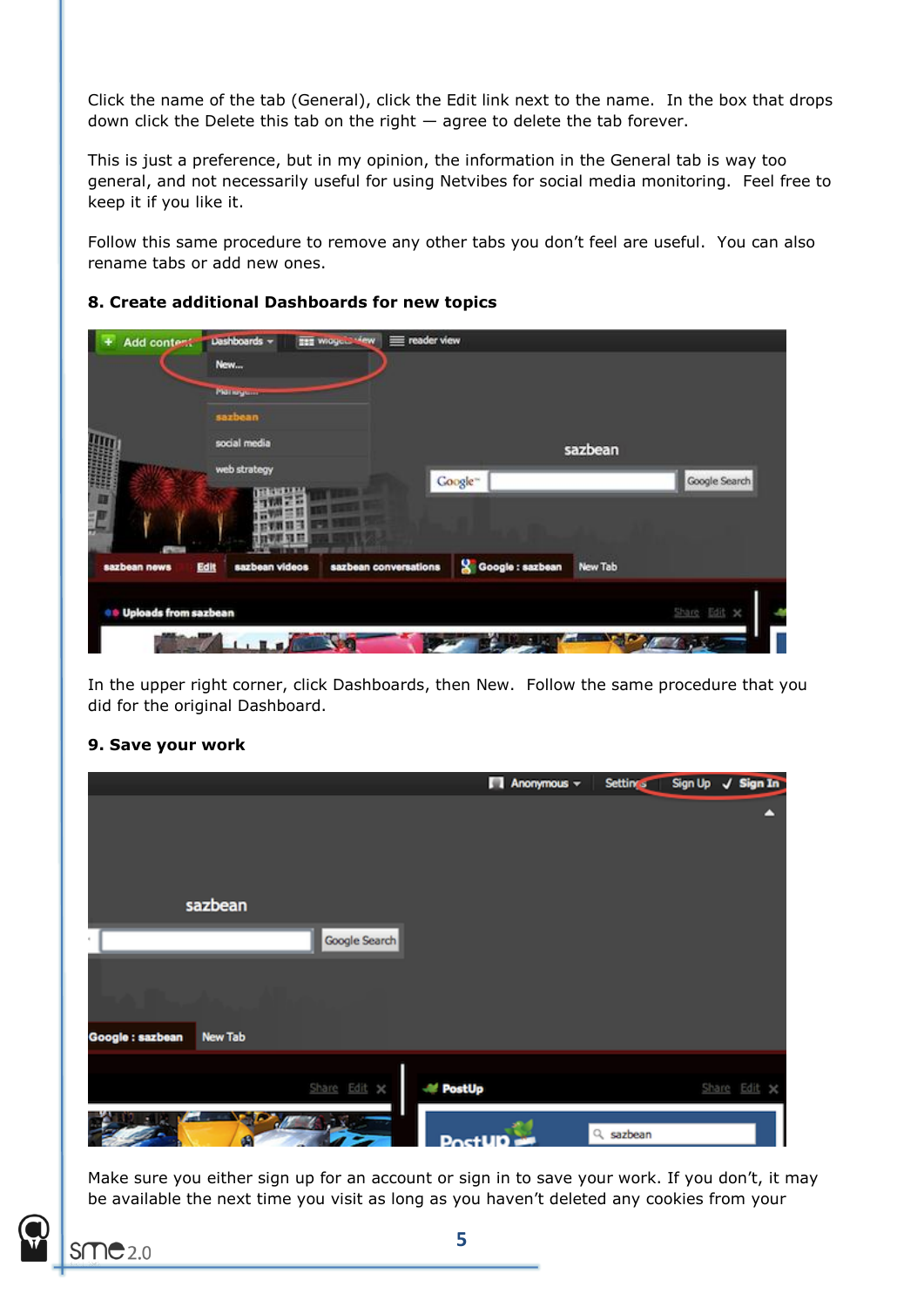Click the name of the tab (General), click the Edit link next to the name. In the box that drops down click the Delete this tab on the right — agree to delete the tab forever.

This is just a preference, but in my opinion, the information in the General tab is way too general, and not necessarily useful for using Netvibes for social media monitoring. Feel free to keep it if you like it.

Follow this same procedure to remove any other tabs you don't feel are useful. You can also rename tabs or add new ones.

**8. Create additional Dashboards for new topics**

In the upper right corner, click Dashboards, then New. Follow the same procedure that you did for the original Dashboard.

**9. Save your work**

Make sure you either sign up for an account or sign in to save your work. If you don't, it may be available the next time you visit as long as you haven't deleted any cookies from your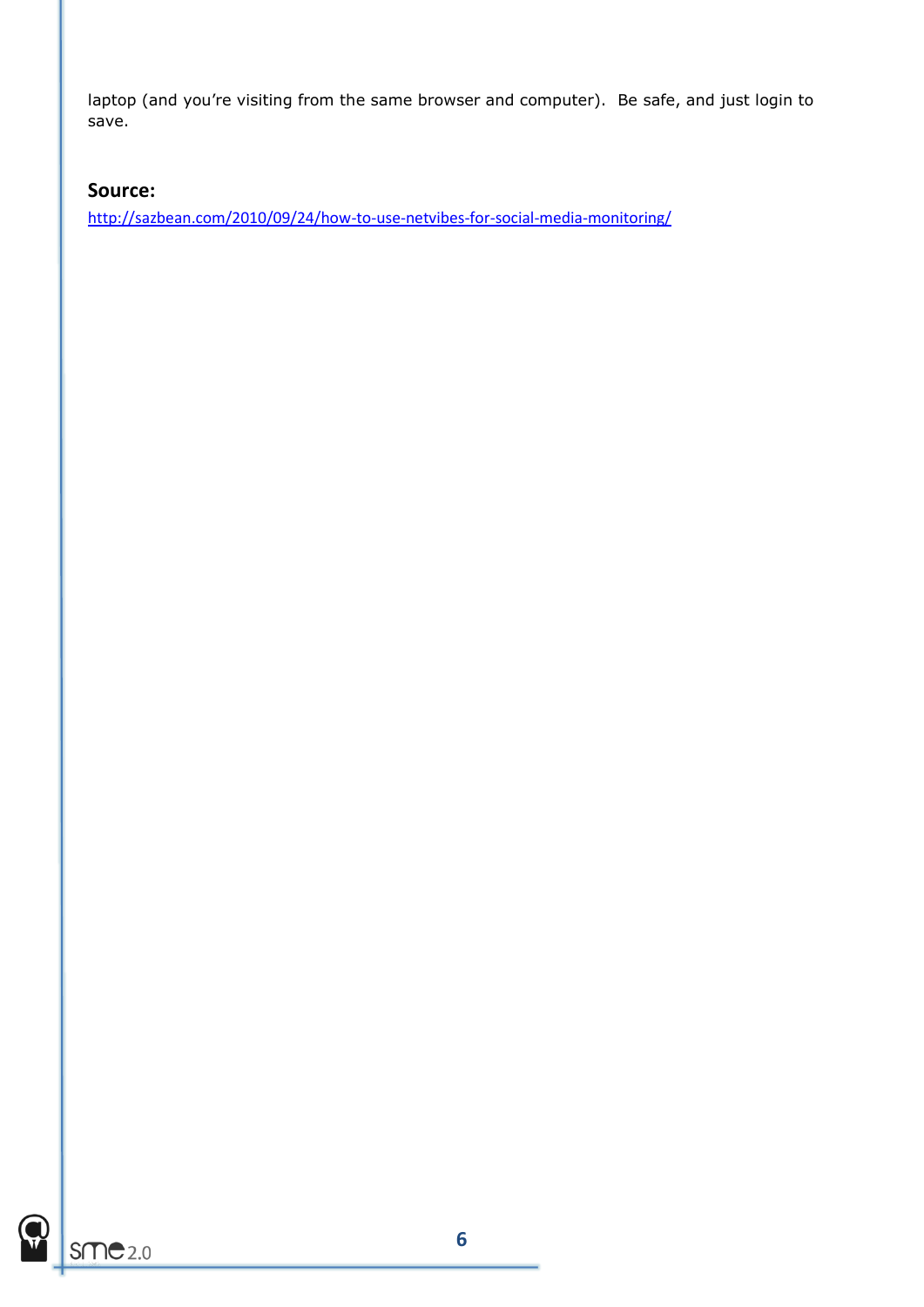laptop (and you're visiting from the same browser and computer). Be safe, and just login to save.

### Source:

http://sazbean.com/2010/09/24/how-to-use-netvibes-for-social-media-monitoring/